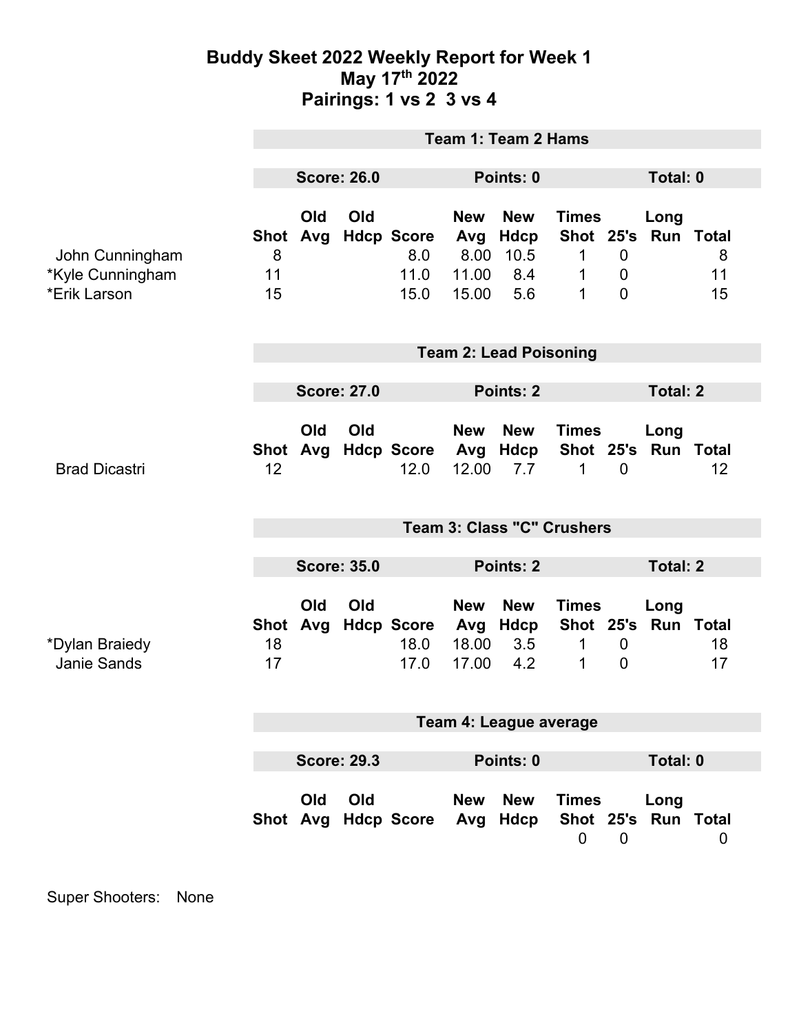# Buddy Skeet 2022 Weekly Report for Week 1
## May 17th 2022
## Pairings: 1 vs 2 3 vs 4

### Team 1: Team 2 Hams

**Score: 26.0** | **Points: 0** | **Total: 0**

| | Shot | Old Avg | Old Hdcp | Score | New Avg | New Hdcp | Times Shot | 25's | Long Run | Total |
|---|---|---|---|---|---|---|---|---|---|---|
| John Cunningham | 8 | | | 8.0 | 8.00 | 10.5 | 1 | 0 | | 8 |
| *Kyle Cunningham | 11 | | | 11.0 | 11.00 | 8.4 | 1 | 0 | | 11 |
| *Erik Larson | 15 | | | 15.0 | 15.00 | 5.6 | 1 | 0 | | 15 |

### Team 2: Lead Poisoning

**Score: 27.0** | **Points: 2** | **Total: 2**

| | Shot | Old Avg | Old Hdcp | Score | New Avg | New Hdcp | Times Shot | 25's | Long Run | Total |
|---|---|---|---|---|---|---|---|---|---|---|
| Brad Dicastri | 12 | | | 12.0 | 12.00 | 7.7 | 1 | 0 | | 12 |

### Team 3: Class "C" Crushers

**Score: 35.0** | **Points: 2** | **Total: 2**

| | Shot | Old Avg | Old Hdcp | Score | New Avg | New Hdcp | Times Shot | 25's | Long Run | Total |
|---|---|---|---|---|---|---|---|---|---|---|
| *Dylan Braiedy | 18 | | | 18.0 | 18.00 | 3.5 | 1 | 0 | | 18 |
| Janie Sands | 17 | | | 17.0 | 17.00 | 4.2 | 1 | 0 | | 17 |

### Team 4: League average

**Score: 29.3** | **Points: 0** | **Total: 0**

| | Shot | Old Avg | Old Hdcp | Score | New Avg | New Hdcp | Times Shot | 25's | Long Run | Total |
|---|---|---|---|---|---|---|---|---|---|---|
| | | | | | | | 0 | 0 | | 0 |

Super Shooters: None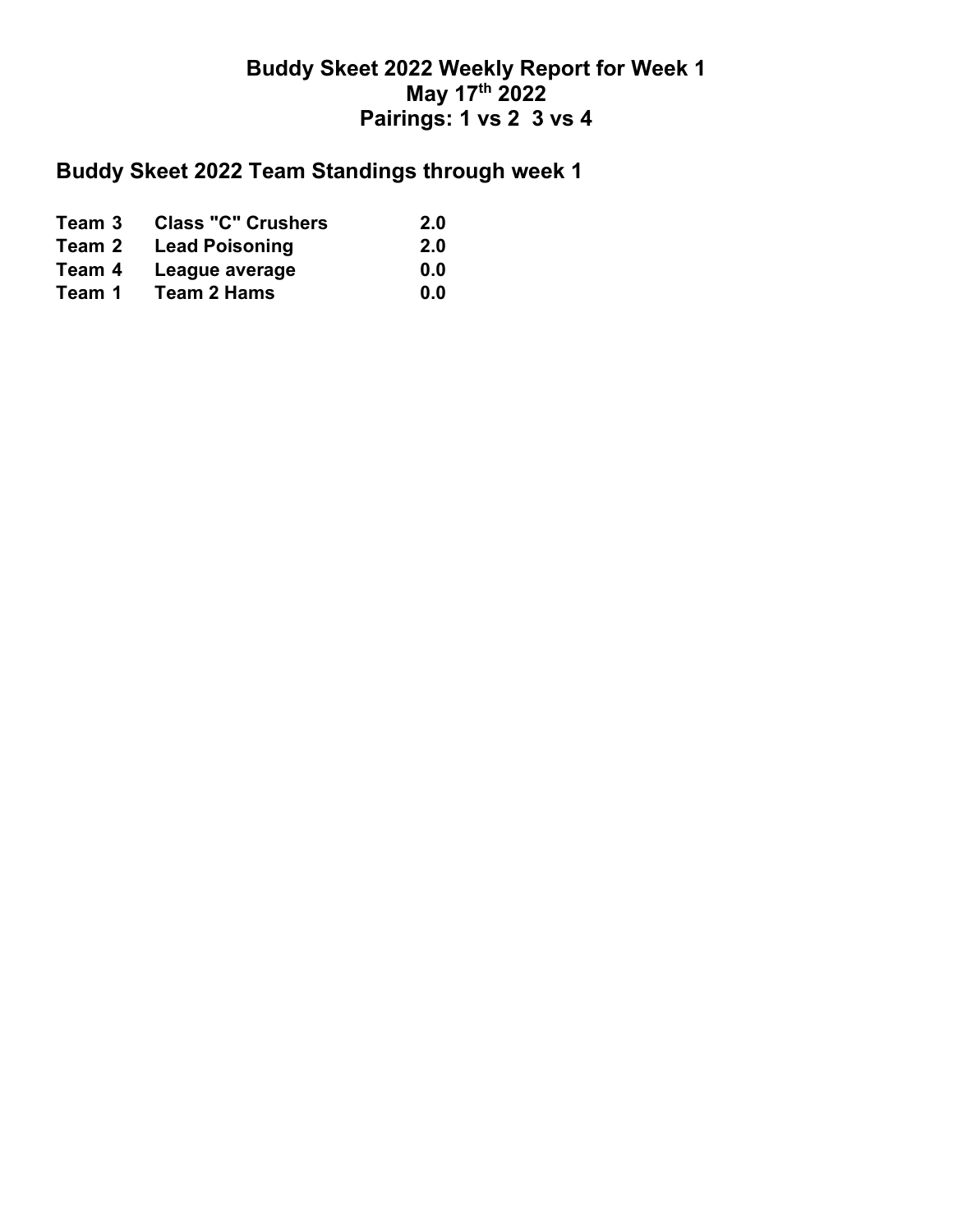# Buddy Skeet 2022 Weekly Report for Week 1
# May 17th 2022
# Pairings: 1 vs 2  3 vs 4

## Buddy Skeet 2022 Team Standings through week 1

| | | |
|---|---|---|
| **Team 3** | **Class "C" Crushers** | **2.0** |
| **Team 2** | **Lead Poisoning** | **2.0** |
| **Team 4** | **League average** | **0.0** |
| **Team 1** | **Team 2 Hams** | **0.0** |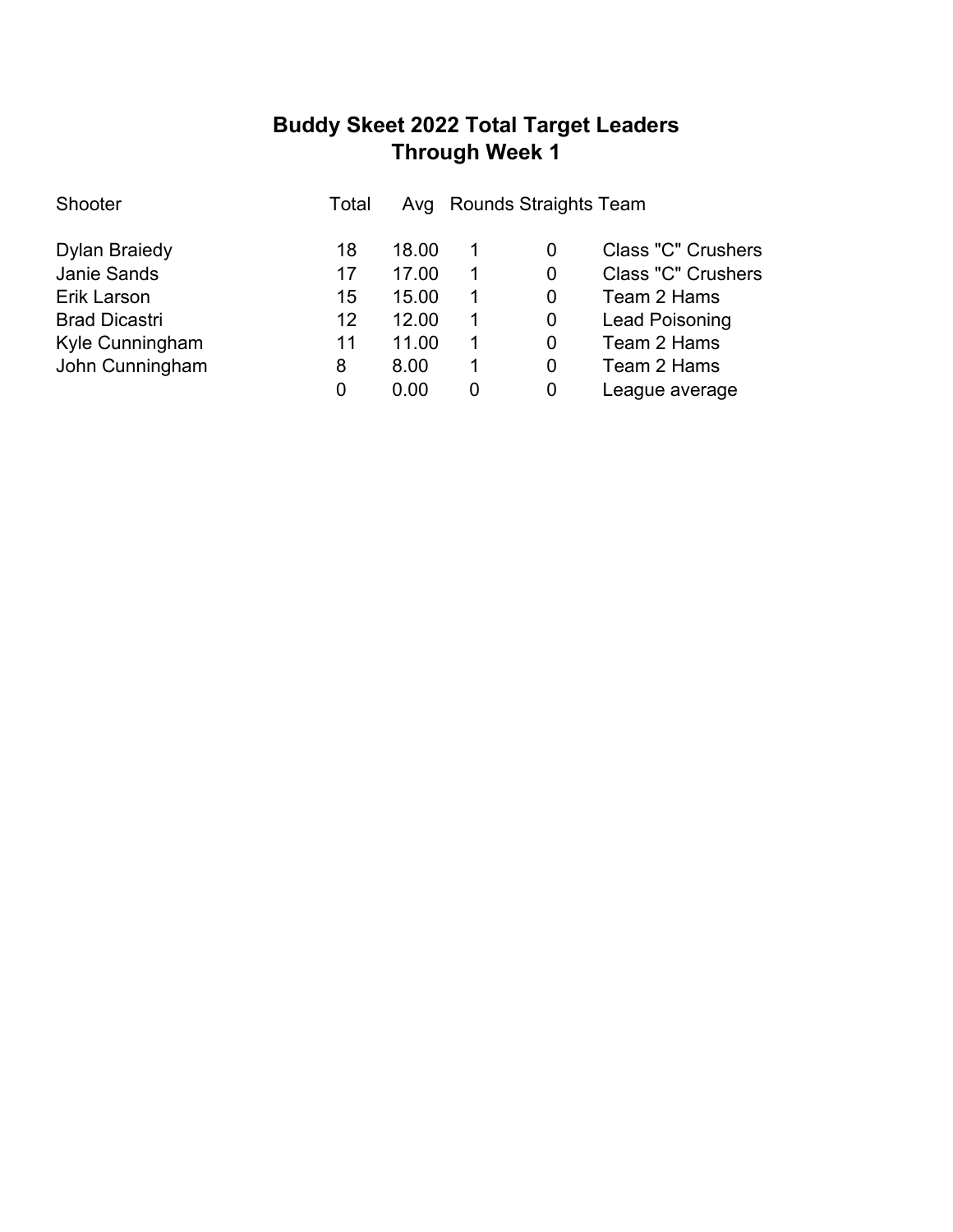# Buddy Skeet 2022 Total Target Leaders
## Through Week 1

| Shooter | Total | Avg | Rounds | Straights | Team |
|---|---|---|---|---|---|
| Dylan Braiedy | 18 | 18.00 | 1 | 0 | Class "C" Crushers |
| Janie Sands | 17 | 17.00 | 1 | 0 | Class "C" Crushers |
| Erik Larson | 15 | 15.00 | 1 | 0 | Team 2 Hams |
| Brad Dicastri | 12 | 12.00 | 1 | 0 | Lead Poisoning |
| Kyle Cunningham | 11 | 11.00 | 1 | 0 | Team 2 Hams |
| John Cunningham | 8 | 8.00 | 1 | 0 | Team 2 Hams |
| | 0 | 0.00 | 0 | 0 | League average |